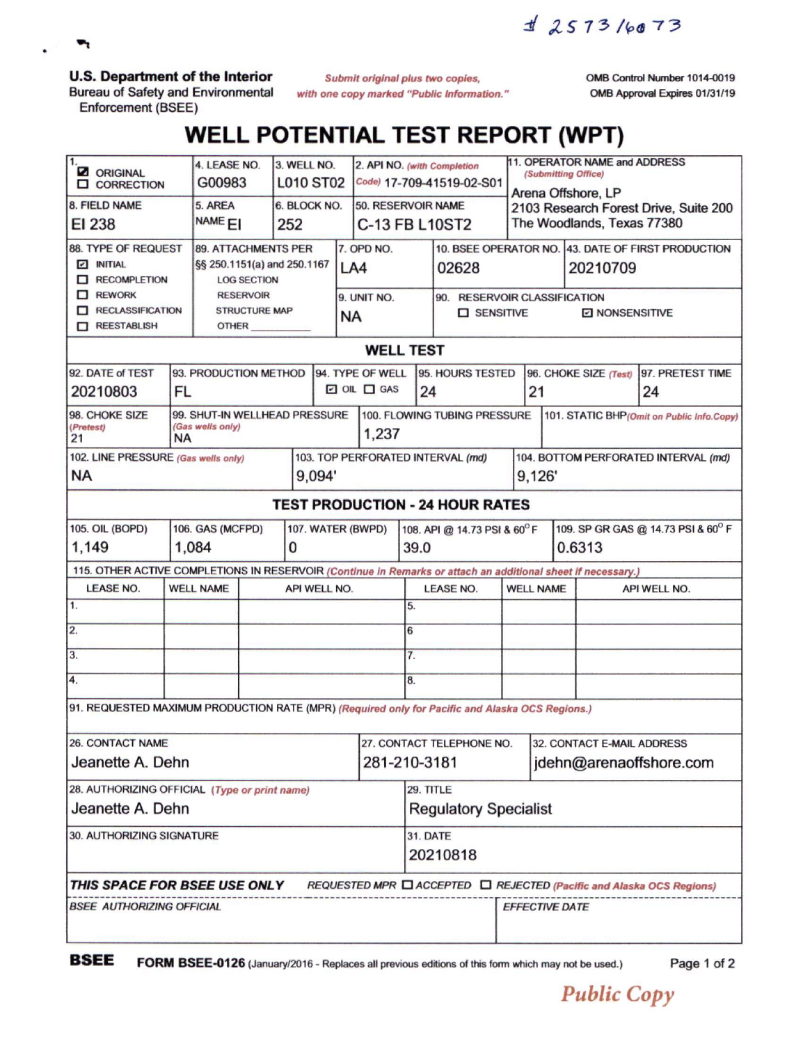# 2573/6073

**U.S. Department of the Interior**
Bureau of Safety and Environmental Enforcement (BSEE)

*Submit original plus two copies, with one copy marked "Public Information."*

OMB Control Number 1014-0019
OMB Approval Expires 01/31/19

# WELL POTENTIAL TEST REPORT (WPT)

| 1. | 4. LEASE NO. | 3. WELL NO. | 2. API NO. (with Completion Code) | 11. OPERATOR NAME and ADDRESS (Submitting Office) |
|---|---|---|---|---|
| ☑ ORIGINAL ☐ CORRECTION | G00983 | L010 ST02 | 17-709-41519-02-S01 | Arena Offshore, LP 2103 Research Forest Drive, Suite 200 The Woodlands, Texas 77380 |

| 8. FIELD NAME | 5. AREA NAME | 6. BLOCK NO. | 50. RESERVOIR NAME |
|---|---|---|---|
| EI 238 | EI | 252 | C-13 FB L10ST2 |

| 88. TYPE OF REQUEST | 89. ATTACHMENTS PER §§ 250.1151(a) and 250.1167 | 7. OPD NO. | 10. BSEE OPERATOR NO. | 43. DATE OF FIRST PRODUCTION |
|---|---|---|---|---|
| ☑ INITIAL ☐ RECOMPLETION ☐ REWORK ☐ RECLASSIFICATION ☐ REESTABLISH | LOG SECTION RESERVOIR STRUCTURE MAP OTHER ______ | LA4 | 02628 | 20210709 |
| | | 9. UNIT NO. | 90. RESERVOIR CLASSIFICATION | |
| | | NA | ☐ SENSITIVE ☑ NONSENSITIVE | |

## WELL TEST

| 92. DATE of TEST | 93. PRODUCTION METHOD | 94. TYPE OF WELL | 95. HOURS TESTED | 96. CHOKE SIZE (Test) | 97. PRETEST TIME |
|---|---|---|---|---|---|
| 20210803 | FL | ☑ OIL ☐ GAS | 24 | 21 | 24 |

| 98. CHOKE SIZE (Pretest) | 99. SHUT-IN WELLHEAD PRESSURE (Gas wells only) | 100. FLOWING TUBING PRESSURE | 101. STATIC BHP (Omit on Public Info.Copy) |
|---|---|---|---|
| 21 | NA | 1,237 | |

| 102. LINE PRESSURE (Gas wells only) | 103. TOP PERFORATED INTERVAL (md) | 104. BOTTOM PERFORATED INTERVAL (md) |
|---|---|---|
| NA | 9,094' | 9,126' |

## TEST PRODUCTION - 24 HOUR RATES

| 105. OIL (BOPD) | 106. GAS (MCFPD) | 107. WATER (BWPD) | 108. API @ 14.73 PSI & 60° F | 109. SP GR GAS @ 14.73 PSI & 60° F |
|---|---|---|---|---|
| 1,149 | 1,084 | 0 | 39.0 | 0.6313 |

115. OTHER ACTIVE COMPLETIONS IN RESERVOIR *(Continue in Remarks or attach an additional sheet if necessary.)*

| LEASE NO. | WELL NAME | API WELL NO. | LEASE NO. | WELL NAME | API WELL NO. |
|---|---|---|---|---|---|
| 1. | | | 5. | | |
| 2. | | | 6. | | |
| 3. | | | 7. | | |
| 4. | | | 8. | | |

91. REQUESTED MAXIMUM PRODUCTION RATE (MPR) *(Required only for Pacific and Alaska OCS Regions.)*

| 26. CONTACT NAME | 27. CONTACT TELEPHONE NO. | 32. CONTACT E-MAIL ADDRESS |
|---|---|---|
| Jeanette A. Dehn | 281-210-3181 | jdehn@arenaoffshore.com |

| 28. AUTHORIZING OFFICIAL (Type or print name) | 29. TITLE |
|---|---|
| Jeanette A. Dehn | Regulatory Specialist |

| 30. AUTHORIZING SIGNATURE | 31. DATE |
|---|---|
| | 20210818 |

***THIS SPACE FOR BSEE USE ONLY*** *REQUESTED MPR* ☐ *ACCEPTED* ☐ *REJECTED (Pacific and Alaska OCS Regions)*

| BSEE AUTHORIZING OFFICIAL | EFFECTIVE DATE |
|---|---|
| | |

**BSEE** **FORM BSEE-0126** (January/2016 - Replaces all previous editions of this form which may not be used.)

*Public Copy*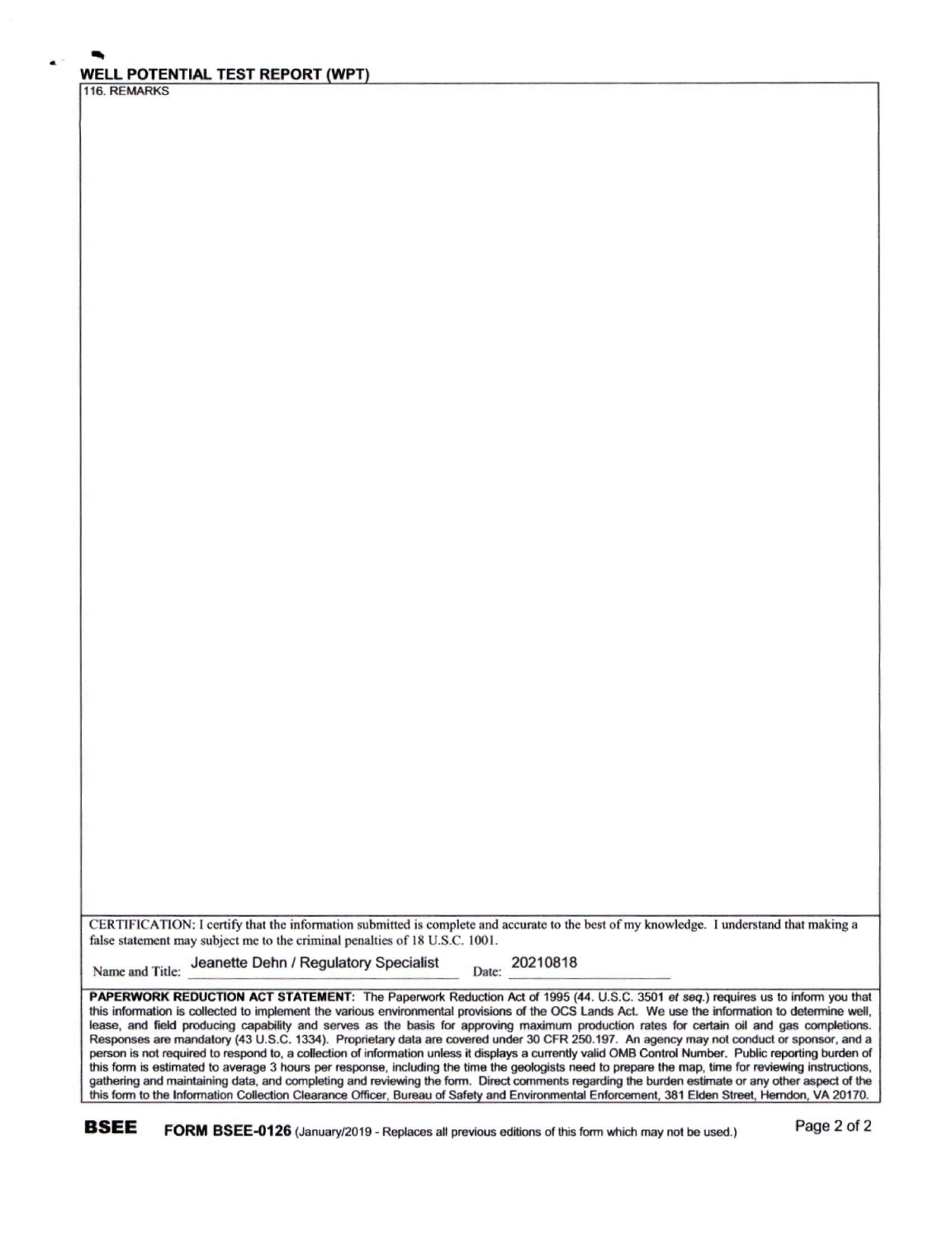## WELL POTENTIAL TEST REPORT (WPT)

116. REMARKS

CERTIFICATION: I certify that the information submitted is complete and accurate to the best of my knowledge. I understand that making a false statement may subject me to the criminal penalties of 18 U.S.C. 1001.

Name and Title: Jeanette Dehn / Regulatory Specialist Date: 20210818

**PAPERWORK REDUCTION ACT STATEMENT:** The Paperwork Reduction Act of 1995 (44. U.S.C. 3501 *et seq.*) requires us to inform you that this information is collected to implement the various environmental provisions of the OCS Lands Act. We use the information to determine well, lease, and field producing capability and serves as the basis for approving maximum production rates for certain oil and gas completions. Responses are mandatory (43 U.S.C. 1334). Proprietary data are covered under 30 CFR 250.197. An agency may not conduct or sponsor, and a person is not required to respond to, a collection of information unless it displays a currently valid OMB Control Number. Public reporting burden of this form is estimated to average 3 hours per response, including the time the geologists need to prepare the map, time for reviewing instructions, gathering and maintaining data, and completing and reviewing the form. Direct comments regarding the burden estimate or any other aspect of the this form to the Information Collection Clearance Officer, Bureau of Safety and Environmental Enforcement, 381 Elden Street, Herndon, VA 20170.

**BSEE** **FORM BSEE-0126** (January/2019 - Replaces all previous editions of this form which may not be used.)